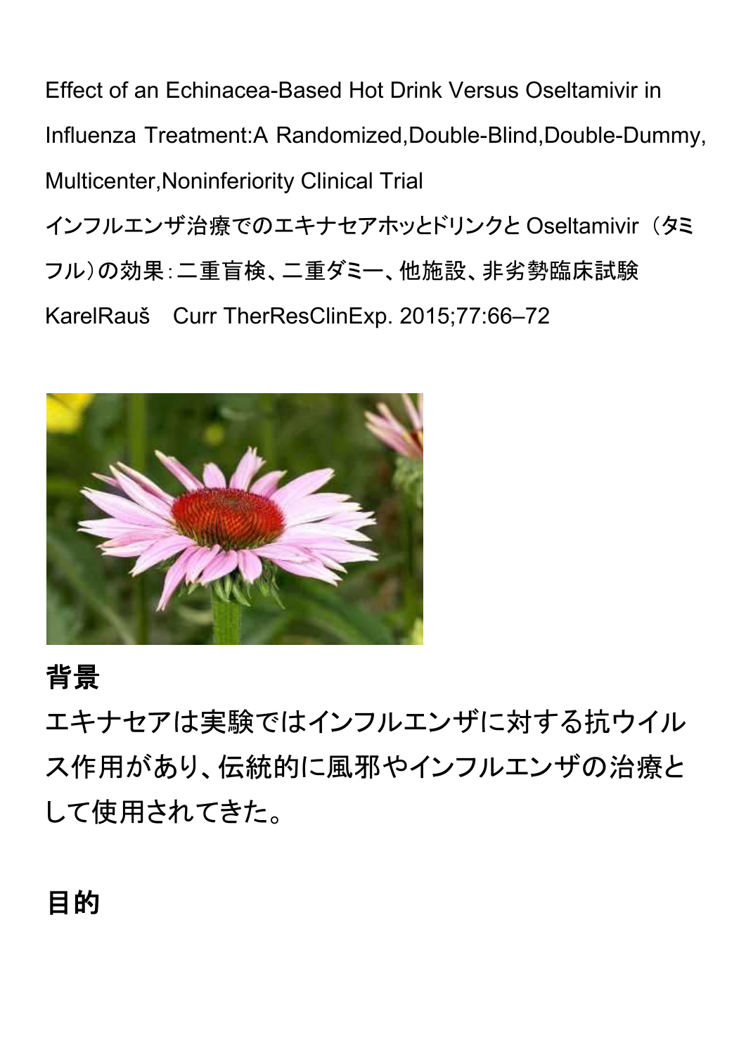Effect of an Echinacea-Based Hot Drink Versus Oseltamivir in Influenza Treatment:A Randomized,Double-Blind,Double-Dummy, Multicenter,Noninferiority Clinical Trial

インフルエンザ治療でのエキナセアホッとドリンクと Oseltamivir（タミフル）の効果：二重盲検、二重ダミー、他施設、非劣勢臨床試験

KarelRauš　Curr TherResClinExp. 2015;77:66–72

## 背景

エキナセアは実験ではインフルエンザに対する抗ウイルス作用があり、伝統的に風邪やインフルエンザの治療として使用されてきた。

## 目的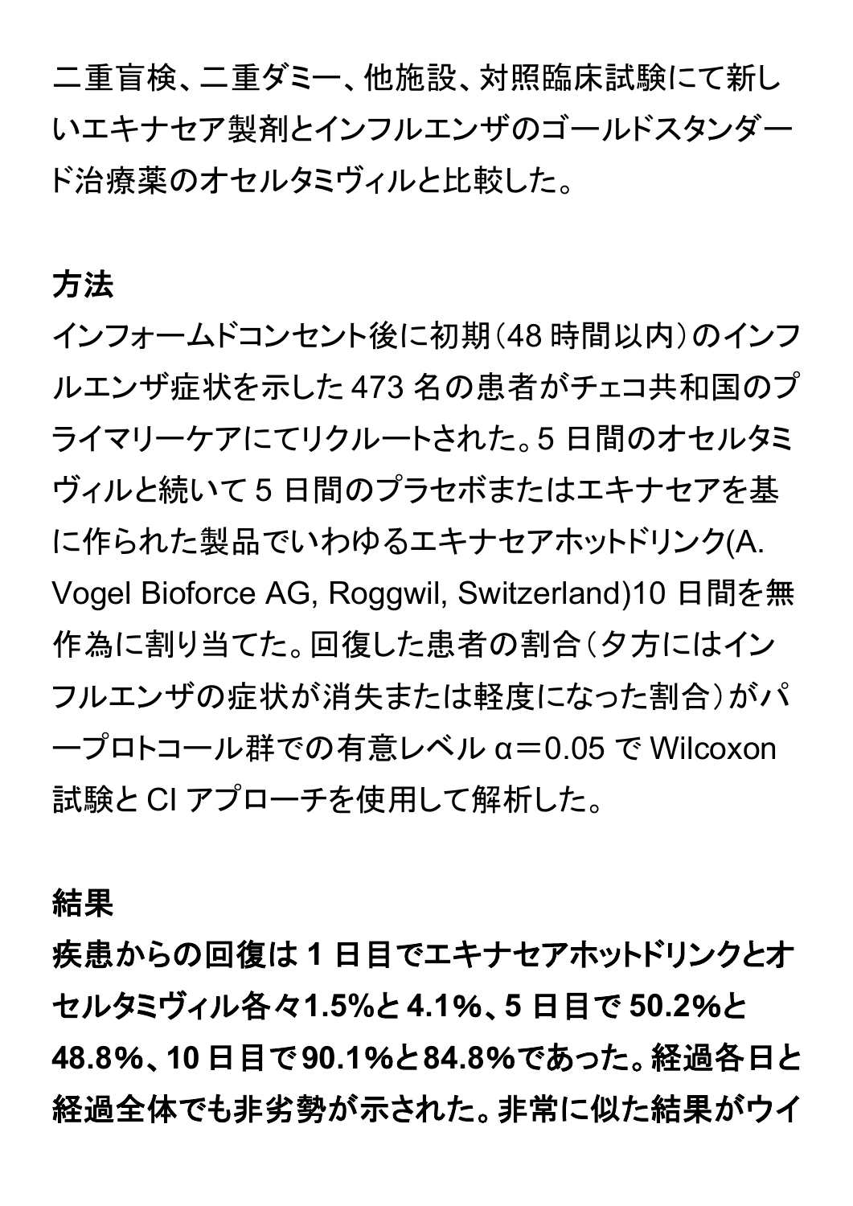二重盲検、二重ダミー、他施設、対照臨床試験にて新しいエキナセア製剤とインフルエンザのゴールドスタンダード治療薬のオセルタミヴィルと比較した。

## 方法

インフォームドコンセント後に初期（48 時間以内）のインフルエンザ症状を示した 473 名の患者がチェコ共和国のプライマリーケアにてリクルートされた。5 日間のオセルタミヴィルと続いて 5 日間のプラセボまたはエキナセアを基に作られた製品でいわゆるエキナセアホットドリンク(A. Vogel Bioforce AG, Roggwil, Switzerland)10 日間を無作為に割り当てた。回復した患者の割合（夕方にはインフルエンザの症状が消失または軽度になった割合）がパープロトコール群での有意レベル $\alpha = 0.05$ で Wilcoxon 試験と CI アプローチを使用して解析した。

## 結果

**疾患からの回復は 1 日目でエキナセアホットドリンクとオセルタミヴィル各々1.5%と 4.1%、5 日目で 50.2%と 48.8%、10 日目で 90.1%と 84.8%であった。経過各日と経過全体でも非劣勢が示された。非常に似た結果がウイ**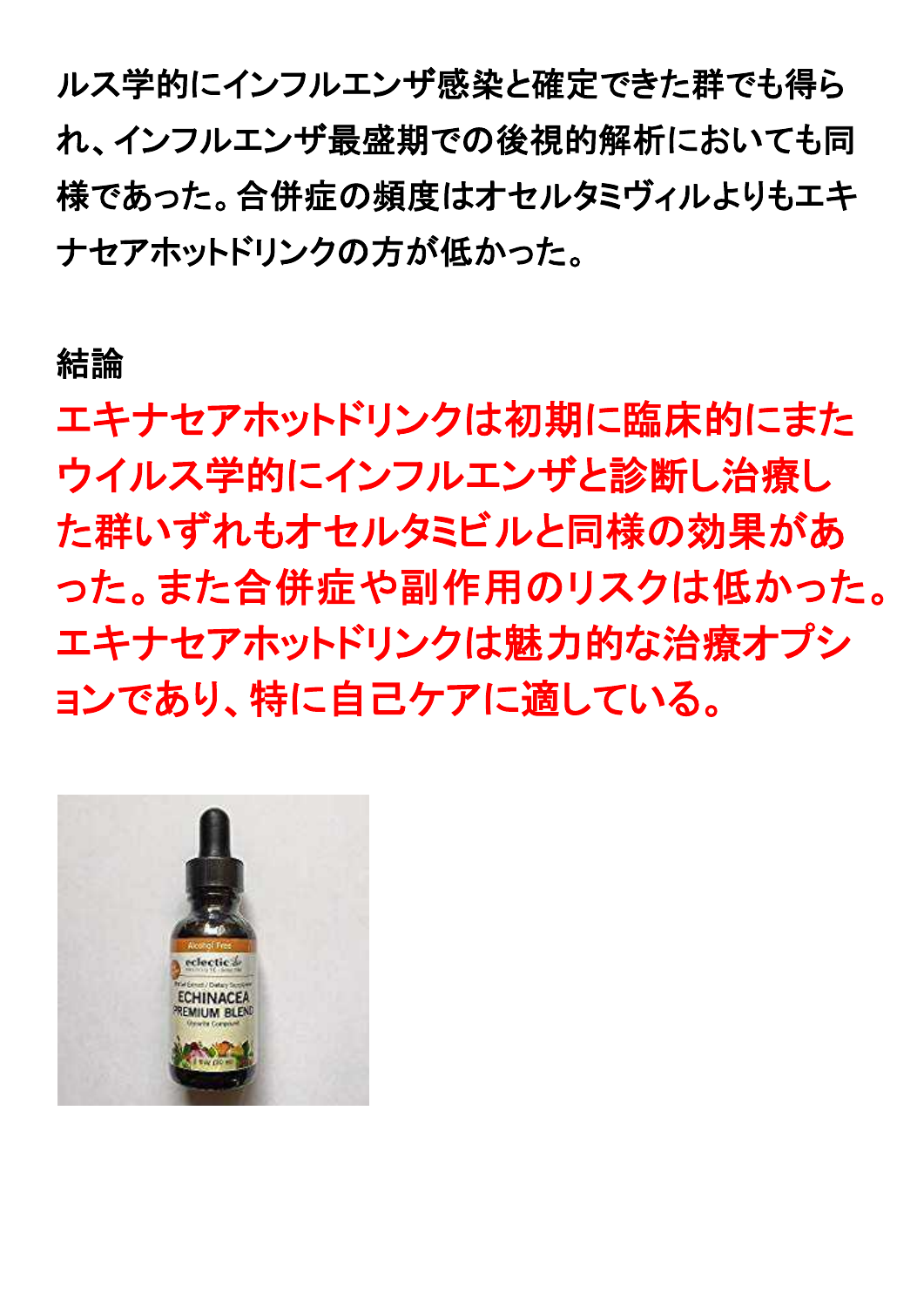ルス学的にインフルエンザ感染と確定できた群でも得られ、インフルエンザ最盛期での後視的解析においても同様であった。合併症の頻度はオセルタミヴィルよりもエキナセアホットドリンクの方が低かった。

## 結論

**エキナセアホットドリンクは初期に臨床的にまたウイルス学的にインフルエンザと診断し治療した群いずれもオセルタミビルと同様の効果があった。また合併症や副作用のリスクは低かった。エキナセアホットドリンクは魅力的な治療オプションであり、特に自己ケアに適している。**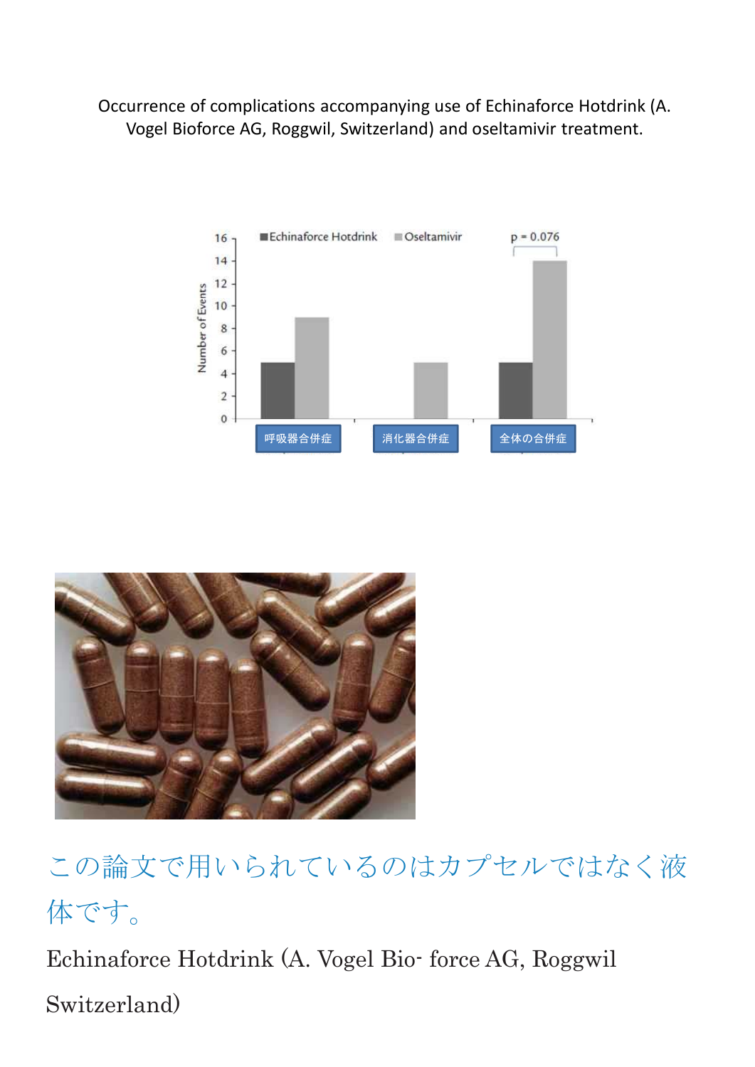Occurrence of complications accompanying use of Echinaforce Hotdrink (A. Vogel Bioforce AG, Roggwil, Switzerland) and oseltamivir treatment.

この論文で用いられているのはカプセルではなく液体です。

Echinaforce Hotdrink (A. Vogel Bio- force AG, Roggwil Switzerland)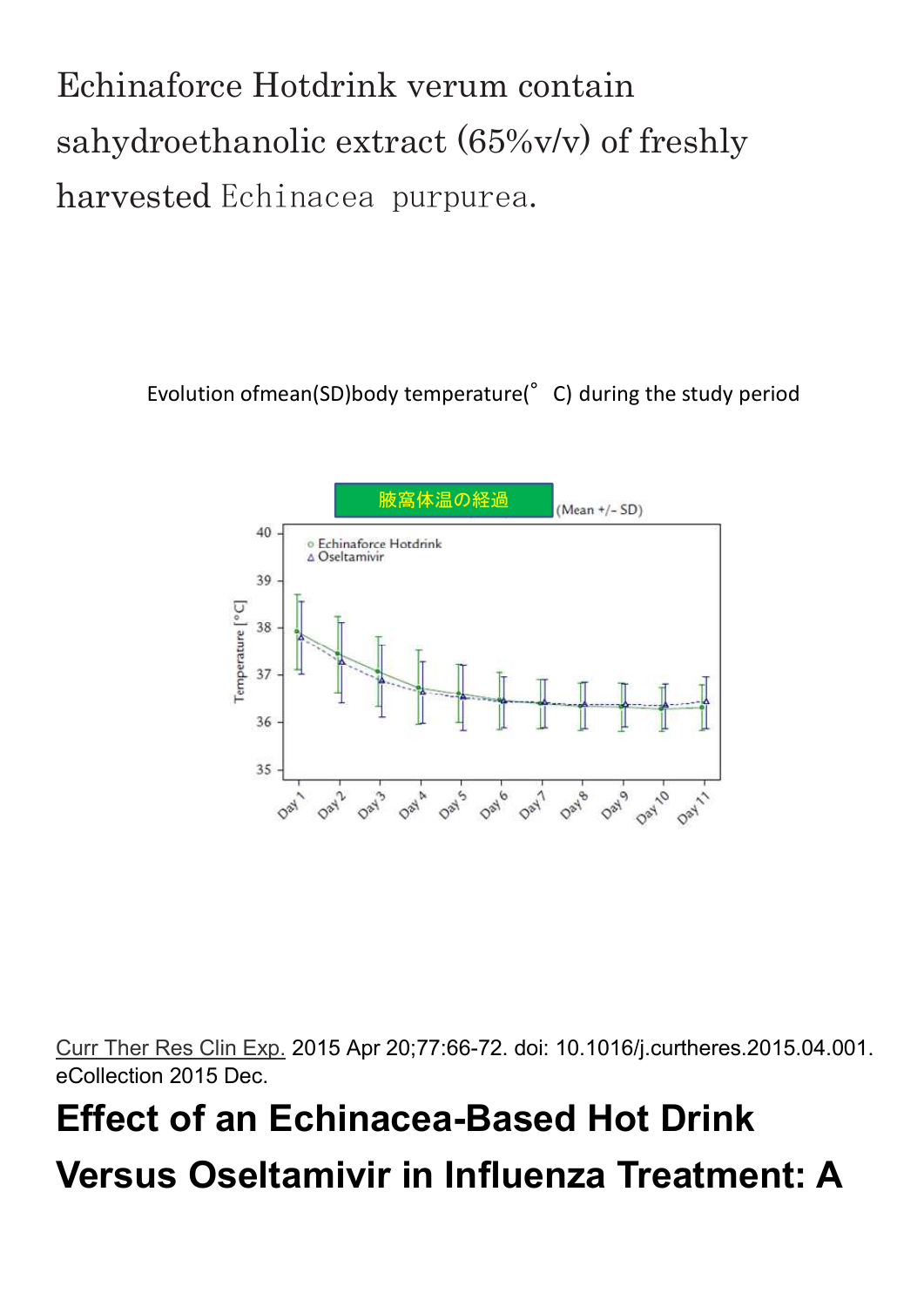Echinaforce Hotdrink verum contain sahydroethanolic extract (65%v/v) of freshly harvested Echinacea purpurea.

Evolution ofmean(SD)body temperature(°C) during the study period

腋窩体温の経過 (Mean +/- SD)

Curr Ther Res Clin Exp. 2015 Apr 20;77:66-72. doi: 10.1016/j.curtheres.2015.04.001. eCollection 2015 Dec.

# Effect of an Echinacea-Based Hot Drink Versus Oseltamivir in Influenza Treatment: A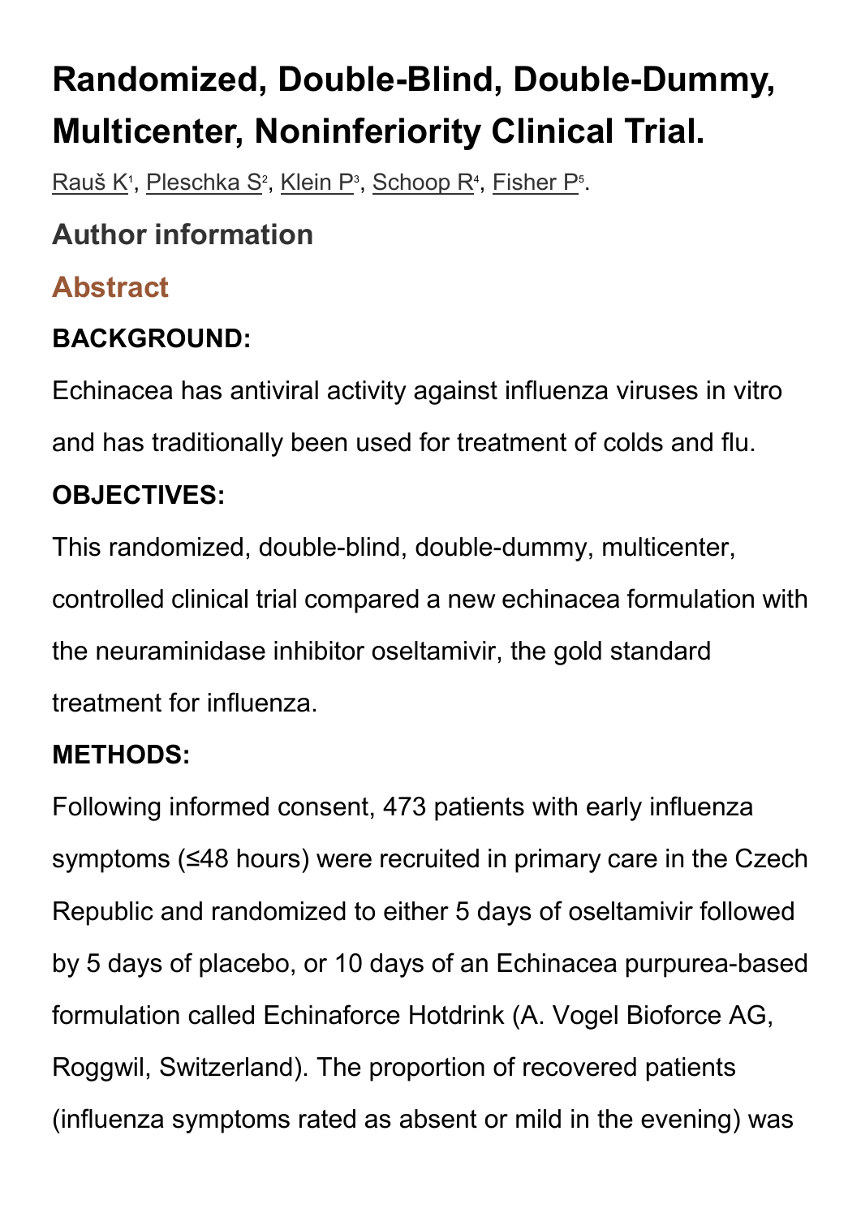# Randomized, Double-Blind, Double-Dummy, Multicenter, Noninferiority Clinical Trial.

Rauš K[1], Pleschka S[2], Klein P[3], Schoop R[4], Fisher P[5].

## Author information

## Abstract

### BACKGROUND:

Echinacea has antiviral activity against influenza viruses in vitro and has traditionally been used for treatment of colds and flu.

### OBJECTIVES:

This randomized, double-blind, double-dummy, multicenter, controlled clinical trial compared a new echinacea formulation with the neuraminidase inhibitor oseltamivir, the gold standard treatment for influenza.

### METHODS:

Following informed consent, 473 patients with early influenza symptoms (≤48 hours) were recruited in primary care in the Czech Republic and randomized to either 5 days of oseltamivir followed by 5 days of placebo, or 10 days of an Echinacea purpurea-based formulation called Echinaforce Hotdrink (A. Vogel Bioforce AG, Roggwil, Switzerland). The proportion of recovered patients (influenza symptoms rated as absent or mild in the evening) was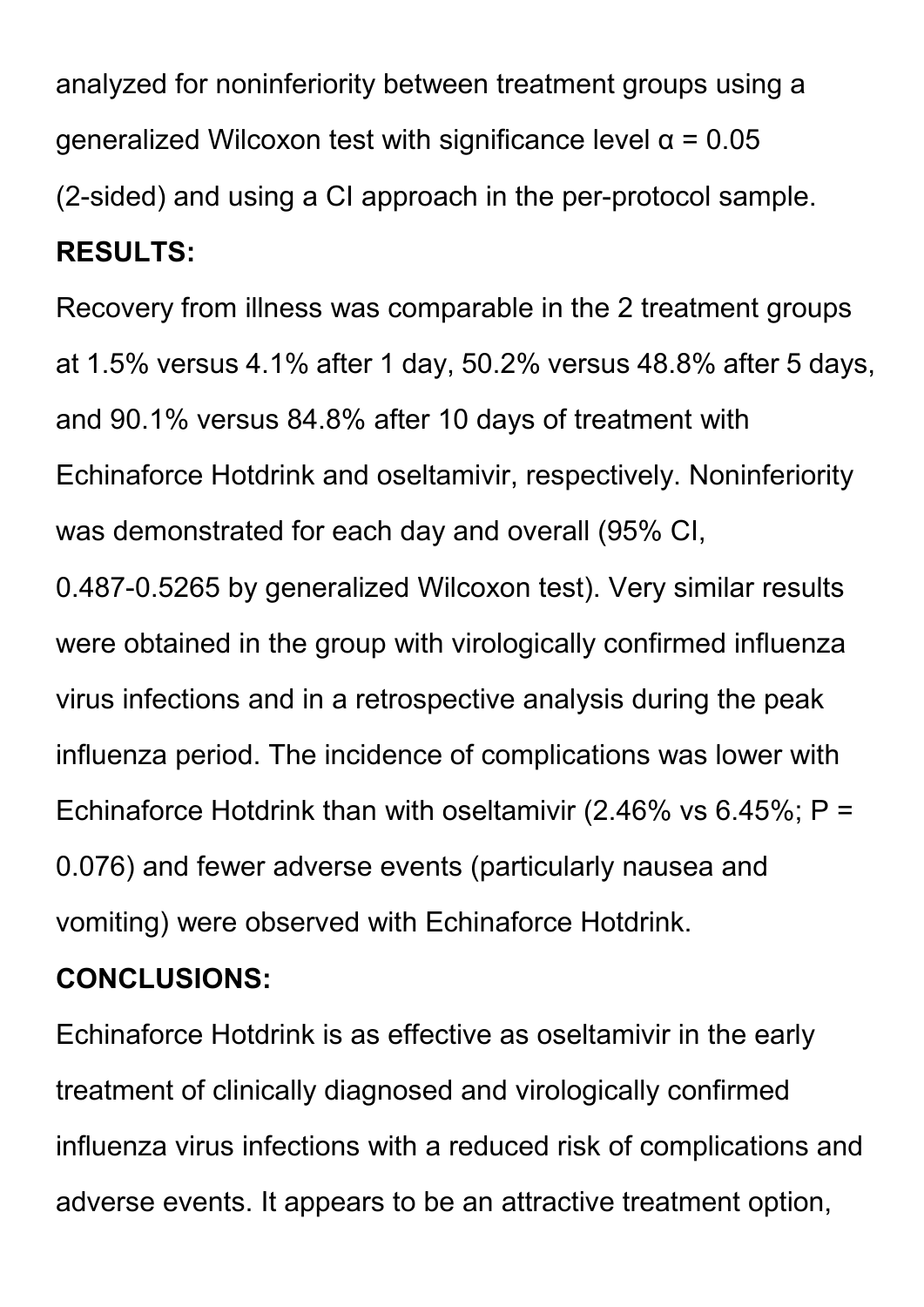analyzed for noninferiority between treatment groups using a generalized Wilcoxon test with significance level α = 0.05 (2-sided) and using a CI approach in the per-protocol sample.

**RESULTS:**

Recovery from illness was comparable in the 2 treatment groups at 1.5% versus 4.1% after 1 day, 50.2% versus 48.8% after 5 days, and 90.1% versus 84.8% after 10 days of treatment with Echinaforce Hotdrink and oseltamivir, respectively. Noninferiority was demonstrated for each day and overall (95% CI, 0.487-0.5265 by generalized Wilcoxon test). Very similar results were obtained in the group with virologically confirmed influenza virus infections and in a retrospective analysis during the peak influenza period. The incidence of complications was lower with Echinaforce Hotdrink than with oseltamivir (2.46% vs 6.45%; P = 0.076) and fewer adverse events (particularly nausea and vomiting) were observed with Echinaforce Hotdrink.

**CONCLUSIONS:**

Echinaforce Hotdrink is as effective as oseltamivir in the early treatment of clinically diagnosed and virologically confirmed influenza virus infections with a reduced risk of complications and adverse events. It appears to be an attractive treatment option,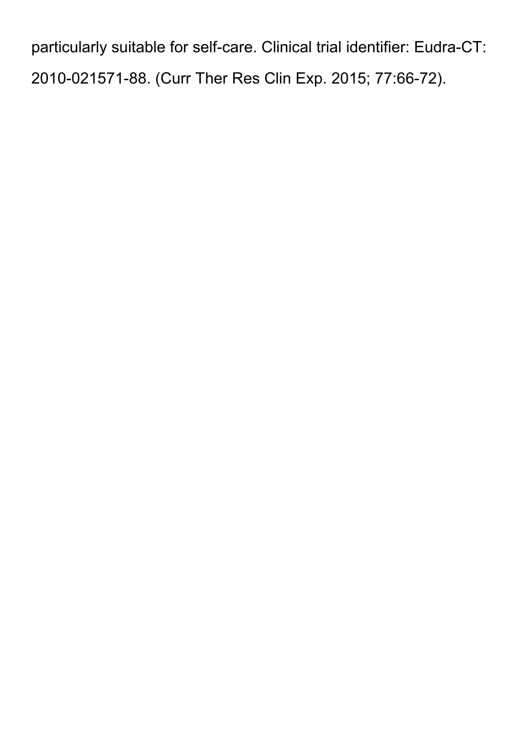particularly suitable for self-care. Clinical trial identifier: Eudra-CT: 2010-021571-88. (Curr Ther Res Clin Exp. 2015; 77:66-72).